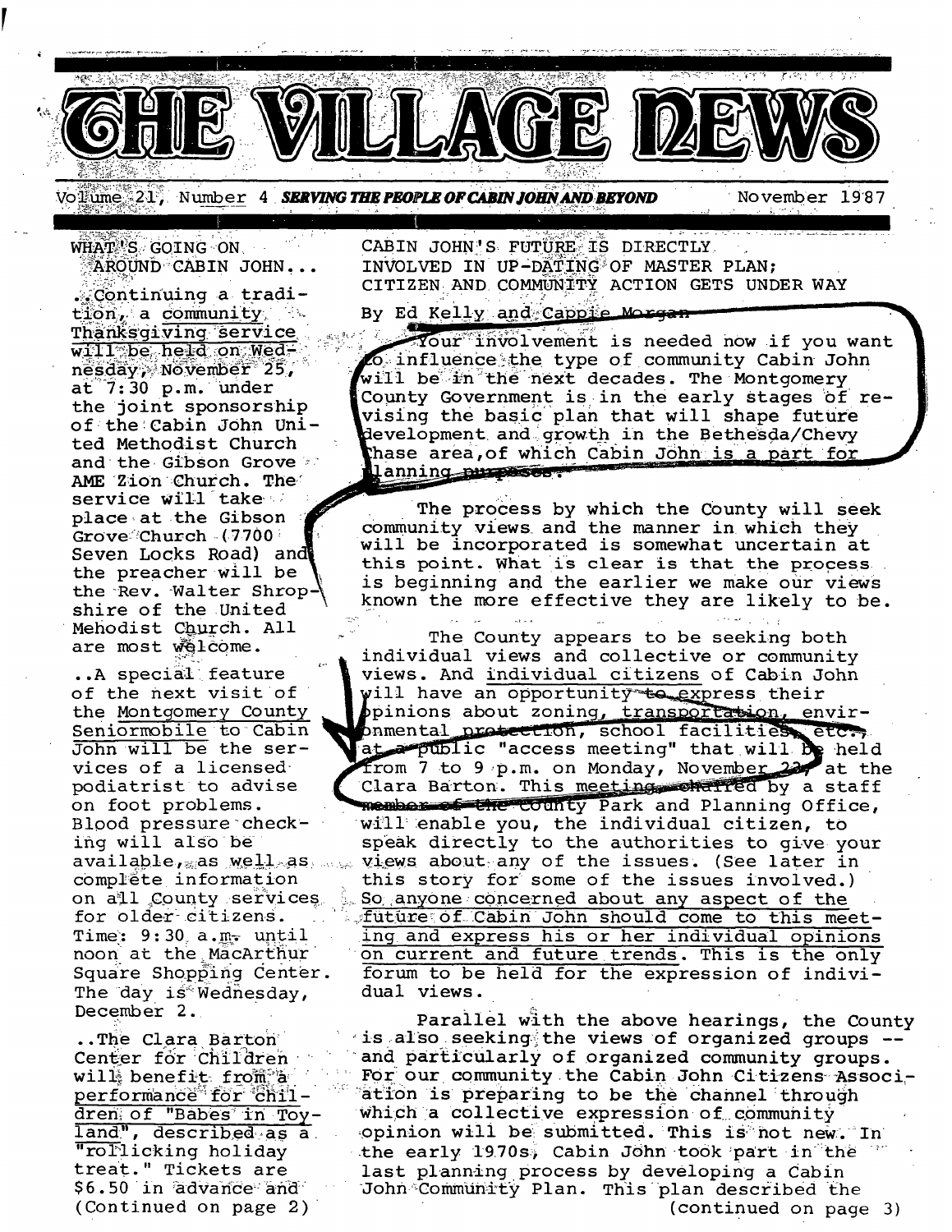# THE VILLAGE NEWS

Volume 21, Number 4 **SERVING THE PEOPLE OF CABIN JOHN AND BEYOND** November 1987

## WHAT'S GOING ON AROUND CABIN JOHN...

..Continuing a tradition, a community Thanksgiving service will be held on Wednesday, November 25, at 7:30 p.m. under the joint sponsorship of the Cabin John United Methodist Church and the Gibson Grove AME Zion Church. The service will take place at the Gibson Grove Church (7700 Seven Locks Road) and the preacher will be the Rev. Walter Shropshire of the United Mehodist Church. All are most welcome.

..A special feature of the next visit of the Montgomery County Seniormobile to Cabin John will be the services of a licensed podiatrist to advise on foot problems. Blood pressure checking will also be available, as well as complete information on all County services for older citizens. Time: 9:30 a.m. until noon at the MacArthur Square Shopping Center. The day is Wednesday, December 2.

..The Clara Barton Center for Children will benefit from a performance for children of "Babes in Toyland", described as a "rollicking holiday treat." Tickets are $6.50 in advance and (Continued on page 2)

## CABIN JOHN'S FUTURE IS DIRECTLY INVOLVED IN UP-DATING OF MASTER PLAN; CITIZEN AND COMMUNITY ACTION GETS UNDER WAY

By Ed Kelly and Cappie Morgan

Your involvement is needed now if you want to influence the type of community Cabin John will be in the next decades. The Montgomery County Government is in the early stages of revising the basic plan that will shape future development and growth in the Bethesda/Chevy Chase area, of which Cabin John is a part for planning purposes.

The process by which the County will seek community views and the manner in which they will be incorporated is somewhat uncertain at this point. What is clear is that the process is beginning and the earlier we make our views known the more effective they are likely to be.

The County appears to be seeking both individual views and collective or community views. And individual citizens of Cabin John will have an opportunity to express their opinions about zoning, transportation, environmental protection, school facilities, etc., at a public "access meeting" that will be held from 7 to 9 p.m. on Monday, November 23, at the Clara Barton. This meeting, chaired by a staff member of the County Park and Planning Office, will enable you, the individual citizen, to speak directly to the authorities to give your views about any of the issues. (See later in this story for some of the issues involved.) So anyone concerned about any aspect of the future of Cabin John should come to this meeting and express his or her individual opinions on current and future trends. This is the only forum to be held for the expression of individual views.

Parallel with the above hearings, the County is also seeking the views of organized groups -- and particularly of organized community groups. For our community the Cabin John Citizens Association is preparing to be the channel through which a collective expression of community opinion will be submitted. This is not new. In the early 1970s, Cabin John took part in the last planning process by developing a Cabin John Community Plan. This plan described the (continued on page 3)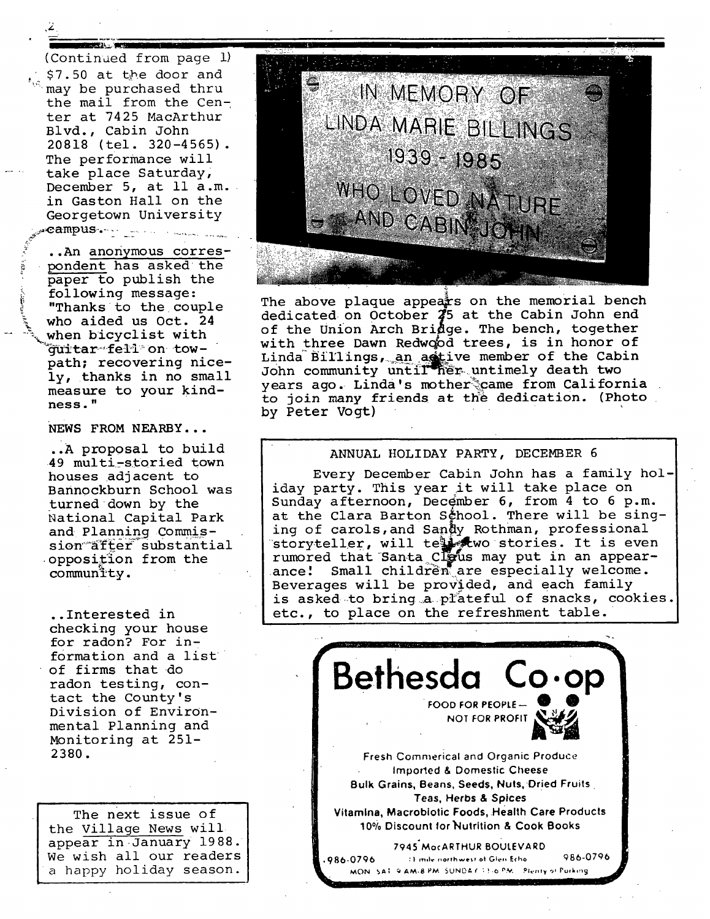(Continued from page 1) $7.50 at the door and may be purchased thru the mail from the Center at 7425 MacArthur Blvd., Cabin John 20818 (tel. 320-4565). The performance will take place Saturday, December 5, at 11 a.m. in Gaston Hall on the Georgetown University campus.

..An anonymous correspondent has asked the paper to publish the following message: "Thanks to the couple who aided us Oct. 24 when bicyclist with guitar fell on towpath; recovering nicely, thanks in no small measure to your kindness."

NEWS FROM NEARBY...

..A proposal to build 49 multi-storied town houses adjacent to Bannockburn School was turned down by the National Capital Park and Planning Commission after substantial opposition from the community.

..Interested in checking your house for radon? For information and a list of firms that do radon testing, contact the County's Division of Environmental Planning and Monitoring at 251-2380.

The next issue of the Village News will appear in January 1988. We wish all our readers a happy holiday season.

IN MEMORY OF
LINDA MARIE BILLINGS
1939 - 1985
WHO LOVED NATURE
AND CABIN JOHN

The above plaque appears on the memorial bench dedicated on October 25 at the Cabin John end of the Union Arch Bridge. The bench, together with three Dawn Redwood trees, is in honor of Linda Billings, an active member of the Cabin John community until her untimely death two years ago. Linda's mother came from California to join many friends at the dedication. (Photo by Peter Vogt)

## ANNUAL HOLIDAY PARTY, DECEMBER 6

Every December Cabin John has a family holiday party. This year it will take place on Sunday afternoon, December 6, from 4 to 6 p.m. at the Clara Barton School. There will be singing of carols, and Sandy Rothman, professional storyteller, will tell two stories. It is even rumored that Santa Claus may put in an appearance! Small children are especially welcome. Beverages will be provided, and each family is asked to bring a plateful of snacks, cookies, etc., to place on the refreshment table.

**Bethesda Co•op**

FOOD FOR PEOPLE — NOT FOR PROFIT

Fresh Commerical and Organic Produce
Imported & Domestic Cheese
Bulk Grains, Beans, Seeds, Nuts, Dried Fruits
Teas, Herbs & Spices
Vitamins, Macrobiotic Foods, Health Care Products
10% Discount for Nutrition & Cook Books

7945 MacARTHUR BOULEVARD
986-0796 — 1 mile northwest of Glen Echo — 986-0796
MON SAT 9 AM-8 PM SUNDAY 11-6 PM Plenty of Parking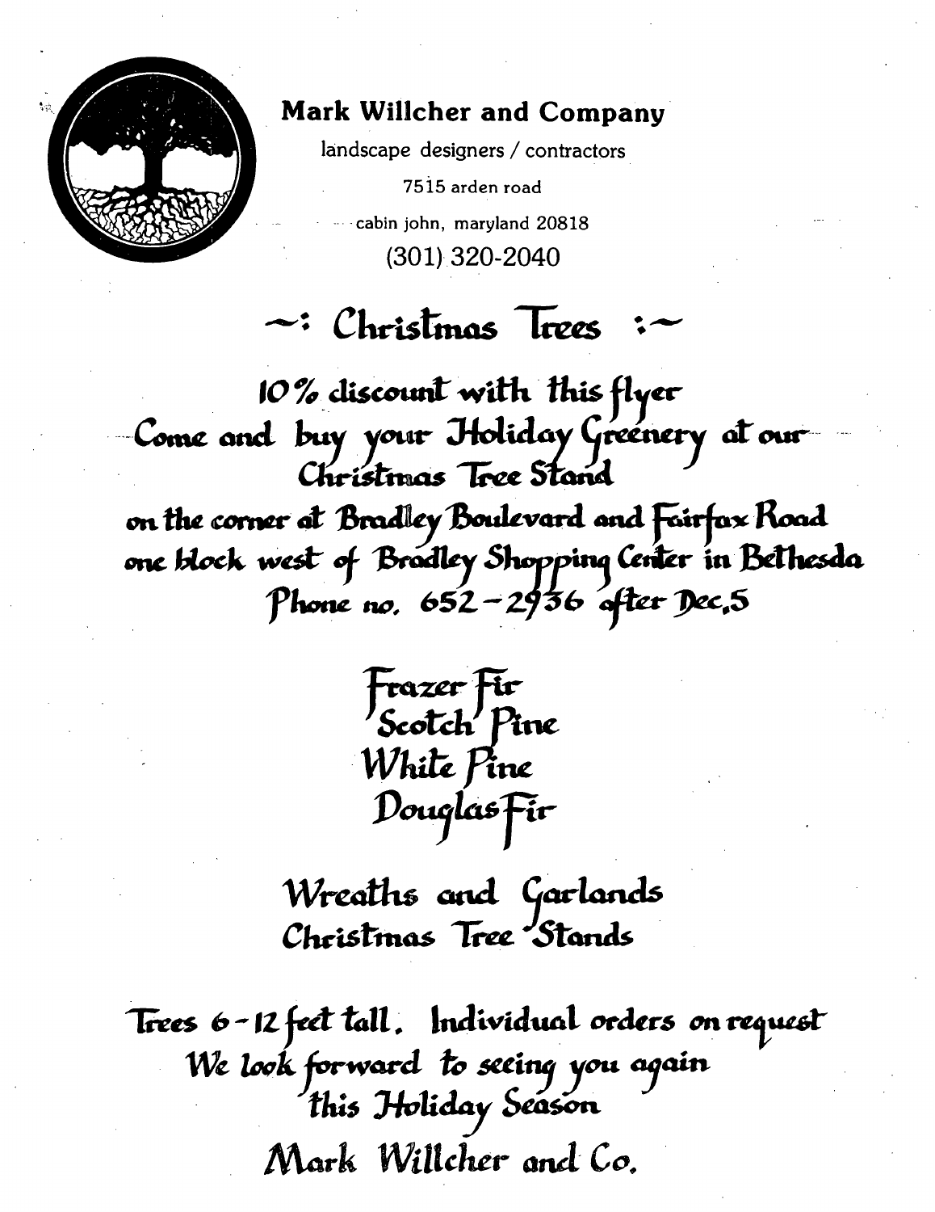**Mark Willcher and Company**

landscape designers / contractors

7515 arden road

cabin john, maryland 20818

(301) 320-2040

# ~: Christmas Trees :~

10% discount with this flyer

Come and buy your Holiday Greenery at our Christmas Tree Stand

on the corner at Bradley Boulevard and Fairfax Road
one block west of Bradley Shopping Center in Bethesda

Phone no. 652-2936 after Dec.5

Frazer Fir
Scotch Pine
White Pine
Douglas Fir

Wreaths and Garlands
Christmas Tree Stands

Trees 6-12 feet tall. Individual orders on request
We look forward to seeing you again
this Holiday Season

Mark Willcher and Co.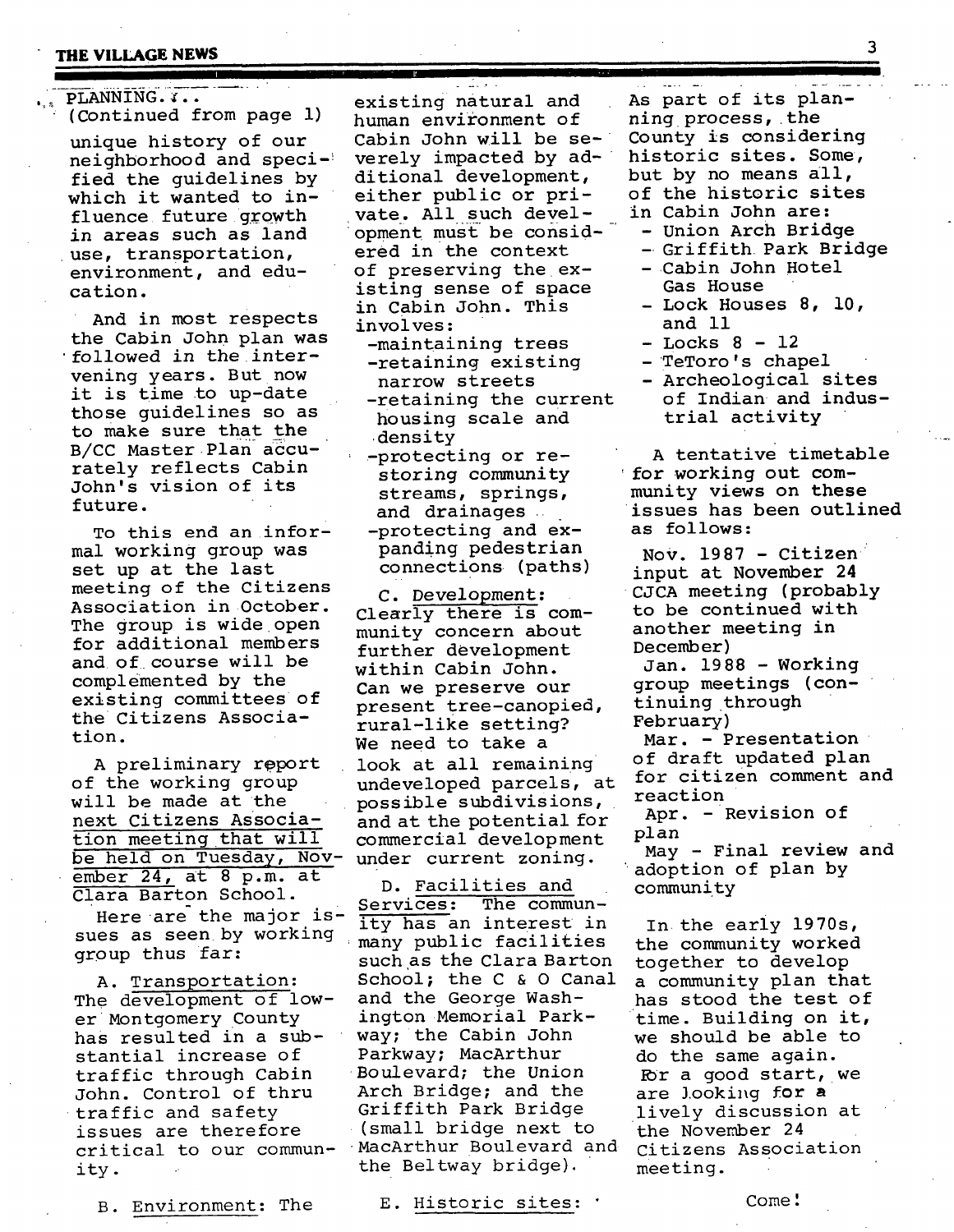PLANNING...
(Continued from page 1)

unique history of our neighborhood and specified the guidelines by which it wanted to influence future growth in areas such as land use, transportation, environment, and education.

And in most respects the Cabin John plan was followed in the intervening years. But now it is time to up-date those guidelines so as to make sure that the B/CC Master Plan accurately reflects Cabin John's vision of its future.

To this end an informal working group was set up at the last meeting of the Citizens Association in October. The group is wide open for additional members and of course will be complemented by the existing committees of the Citizens Association.

A preliminary report of the working group will be made at the <u>next Citizens Association meeting that will be held on Tuesday, November 24,</u> at 8 p.m. at Clara Barton School.

Here are the major issues as seen by working group thus far:

A. <u>Transportation</u>: The development of lower Montgomery County has resulted in a substantial increase of traffic through Cabin John. Control of thru traffic and safety issues are therefore critical to our community.

B. <u>Environment</u>: The existing natural and human environment of Cabin John will be severely impacted by additional development, either public or private. All such development must be considered in the context of preserving the existing sense of space in Cabin John. This involves:

- maintaining trees
- retaining existing narrow streets
- retaining the current housing scale and density
- protecting or restoring community streams, springs, and drainages
- protecting and expanding pedestrian connections (paths)

C. <u>Development</u>: Clearly there is community concern about further development within Cabin John. Can we preserve our present tree-canopied, rural-like setting? We need to take a look at all remaining undeveloped parcels, at possible subdivisions, and at the potential for commercial development under current zoning.

D. <u>Facilities and Services</u>: The community has an interest in many public facilities such as the Clara Barton School; the C & O Canal and the George Washington Memorial Parkway; the Cabin John Parkway; MacArthur Boulevard; the Union Arch Bridge; and the Griffith Park Bridge (small bridge next to MacArthur Boulevard and the Beltway bridge).

E. <u>Historic sites</u>: As part of its planning process, the County is considering historic sites. Some, but by no means all, of the historic sites in Cabin John are:

- Union Arch Bridge
- Griffith Park Bridge
- Cabin John Hotel Gas House
- Lock Houses 8, 10, and 11
- Locks 8 - 12
- TeToro's chapel
- Archeological sites of Indian and industrial activity

A tentative timetable for working out community views on these issues has been outlined as follows:

Nov. 1987 - Citizen input at November 24 CJCA meeting (probably to be continued with another meeting in December)
Jan. 1988 - Working group meetings (continuing through February)
Mar. - Presentation of draft updated plan for citizen comment and reaction
Apr. - Revision of plan
May - Final review and adoption of plan by community

In the early 1970s, the community worked together to develop a community plan that has stood the test of time. Building on it, we should be able to do the same again. For a good start, we are looking for a lively discussion at the November 24 Citizens Association meeting.

Come!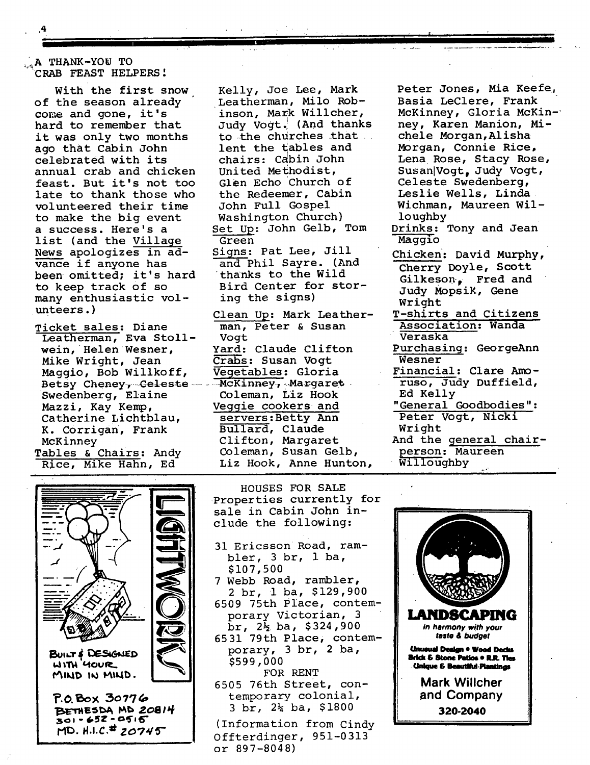## A THANK-YOU TO CRAB FEAST HELPERS!

With the first snow of the season already come and gone, it's hard to remember that it was only two months ago that Cabin John celebrated with its annual crab and chicken feast. But it's not too late to thank those who volunteered their time to make the big event a success. Here's a list (and the Village News apologizes in advance if anyone has been omitted; it's hard to keep track of so many enthusiastic volunteers.)

Ticket sales: Diane Leatherman, Eva Stollwein, Helen Wesner, Mike Wright, Jean Maggio, Bob Willkoff, Betsy Cheney, Celeste Swedenberg, Elaine Mazzi, Kay Kemp, Catherine Lichtblau, K. Corrigan, Frank McKinney

Tables & Chairs: Andy Rice, Mike Hahn, Ed Kelly, Joe Lee, Mark Leatherman, Milo Robinson, Mark Willcher, Judy Vogt. (And thanks to the churches that lent the tables and chairs: Cabin John United Methodist, Glen Echo Church of the Redeemer, Cabin John Full Gospel Washington Church)

Set Up: John Gelb, Tom Green

Signs: Pat Lee, Jill and Phil Sayre. (And thanks to the Wild Bird Center for storing the signs)

Clean Up: Mark Leatherman, Peter & Susan Vogt

Yard: Claude Clifton

Crabs: Susan Vogt

Vegetables: Gloria McKinney, Margaret Coleman, Liz Hook

Veggie cookers and servers: Betty Ann Bullard, Claude Clifton, Margaret Coleman, Susan Gelb, Liz Hook, Anne Hunton, Peter Jones, Mia Keefe, Basia LeClere, Frank McKinney, Gloria McKinney, Karen Manion, Michele Morgan, Alisha Morgan, Connie Rice, Lena Rose, Stacy Rose, Susan Vogt, Judy Vogt, Celeste Swedenberg, Leslie Wells, Linda Wichman, Maureen Willoughby

Drinks: Tony and Jean Maggio

Chicken: David Murphy, Cherry Doyle, Scott Gilkeson, Fred and Judy Mopsik, Gene Wright

T-shirts and Citizens Association: Wanda Veraska

Purchasing: GeorgeAnn Wesner

Financial: Clare Amoruso, Judy Duffield, Ed Kelly

"General Goodbodies": Peter Vogt, Nicki Wright

And the general chairperson: Maureen Willoughby

---

LIGHTWORKS

BUILT & DESIGNED WITH YOUR MIND IN MIND.

P.O. Box 30776
BETHESDA MD 20814
301-652-0515
MD. H.I.C.# 20745

---

## HOUSES FOR SALE

Properties currently for sale in Cabin John include the following:

31 Ericsson Road, rambler, 3 br, 1 ba, $107,500

7 Webb Road, rambler, 2 br, 1 ba, $129,900

6509 75th Place, contemporary Victorian, 3 br, 2½ ba, $324,900

6531 79th Place, contemporary, 3 br, 2 ba, $599,000

FOR RENT

6505 76th Street, contemporary colonial, 3 br, 2½ ba, $1800

(Information from Cindy Offterdinger, 951-0313 or 897-8048)

---

**LANDSCAPING**

*in harmony with your taste & budget*

**Unusual Design • Wood Decks**
**Brick & Stone Patios • R.R. Ties**
**Unique & Beautiful Plantings**

Mark Willcher and Company

**320-2040**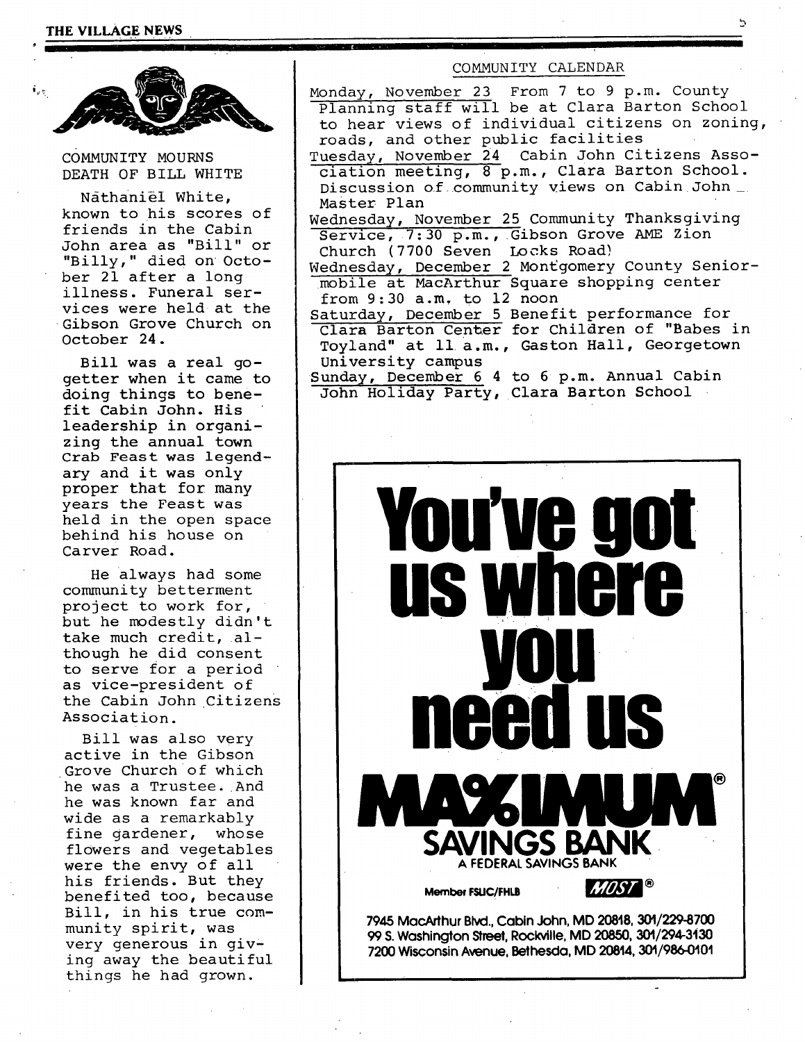## COMMUNITY MOURNS DEATH OF BILL WHITE

Nathaniel White, known to his scores of friends in the Cabin John area as "Bill" or "Billy," died on October 21 after a long illness. Funeral services were held at the Gibson Grove Church on October 24.

Bill was a real go-getter when it came to doing things to benefit Cabin John. His leadership in organizing the annual town Crab Feast was legendary and it was only proper that for many years the Feast was held in the open space behind his house on Carver Road.

He always had some community betterment project to work for, but he modestly didn't take much credit, although he did consent to serve for a period as vice-president of the Cabin John Citizens Association.

Bill was also very active in the Gibson Grove Church of which he was a Trustee. And he was known far and wide as a remarkably fine gardener, whose flowers and vegetables were the envy of all his friends. But they benefited too, because Bill, in his true community spirit, was very generous in giving away the beautiful things he had grown.

## COMMUNITY CALENDAR

Monday, November 23 From 7 to 9 p.m. County Planning staff will be at Clara Barton School to hear views of individual citizens on zoning, roads, and other public facilities

Tuesday, November 24 Cabin John Citizens Association meeting, 8 p.m., Clara Barton School. Discussion of community views on Cabin John Master Plan

Wednesday, November 25 Community Thanksgiving Service, 7:30 p.m., Gibson Grove AME Zion Church (7700 Seven Locks Road)

Wednesday, December 2 Montgomery County Seniormobile at MacArthur Square shopping center from 9:30 a.m. to 12 noon

Saturday, December 5 Benefit performance for Clara Barton Center for Children of "Babes in Toyland" at 11 a.m., Gaston Hall, Georgetown University campus

Sunday, December 6 4 to 6 p.m. Annual Cabin John Holiday Party, Clara Barton School

---

**You've got us where you need us**

**MAXIMUM® SAVINGS BANK**

A FEDERAL SAVINGS BANK

Member FSLIC/FHLB MOST®

7945 MacArthur Blvd., Cabin John, MD 20818, 301/229-8700
99 S. Washington Street, Rockville, MD 20850, 301/294-3130
7200 Wisconsin Avenue, Bethesda, MD 20814, 301/986-0101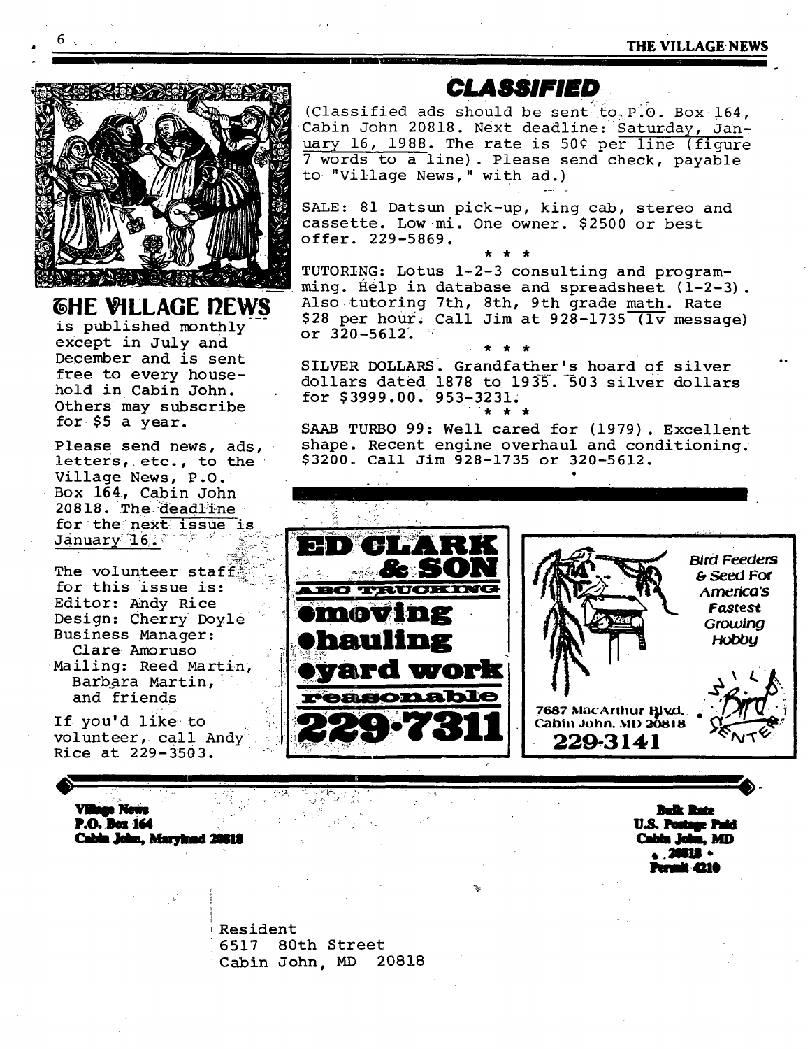## THE VILLAGE NEWS

is published monthly except in July and December and is sent free to every household in Cabin John. Others may subscribe for $5 a year.

Please send news, ads, letters, etc., to the Village News, P.O. Box 164, Cabin John 20818. The deadline for the next issue is January 16.

The volunteer staff for this issue is:
Editor: Andy Rice
Design: Cherry Doyle
Business Manager: Clare Amoruso
Mailing: Reed Martin, Barbara Martin, and friends

If you'd like to volunteer, call Andy Rice at 229-3503.

# CLASSIFIED

(Classified ads should be sent to P.O. Box 164, Cabin John 20818. Next deadline: Saturday, January 16, 1988. The rate is 50¢ per line (figure 7 words to a line). Please send check, payable to "Village News," with ad.)

SALE: 81 Datsun pick-up, king cab, stereo and cassette. Low mi. One owner. $2500 or best offer. 229-5869.

* * *

TUTORING: Lotus 1-2-3 consulting and programming. Help in database and spreadsheet (1-2-3). Also tutoring 7th, 8th, 9th grade math. Rate $28 per hour. Call Jim at 928-1735 (lv message) or 320-5612.

* * *

SILVER DOLLARS. Grandfather's hoard of silver dollars dated 1878 to 1935. 503 silver dollars for $3999.00. 953-3231.

* * *

SAAB TURBO 99: Well cared for (1979). Excellent shape. Recent engine overhaul and conditioning. $3200. Call Jim 928-1735 or 320-5612.

**ED CLARK & SON**
**ABC TRUCKING**
**•moving**
**•hauling**
**•yard work**
**reasonable**
**229-7311**

*Bird Feeders & Seed For America's Fastest Growing Hobby*

Wild Bird Center
7687 MacArthur Blvd., Cabin John, MD 20818
**229-3141**

**Village News**
**P.O. Box 164**
**Cabin John, Maryland 20818**

**Bulk Rate**
**U.S. Postage Paid**
**Cabin John, MD**
**20818**
**Permit 4210**

Resident
6517 80th Street
Cabin John, MD 20818